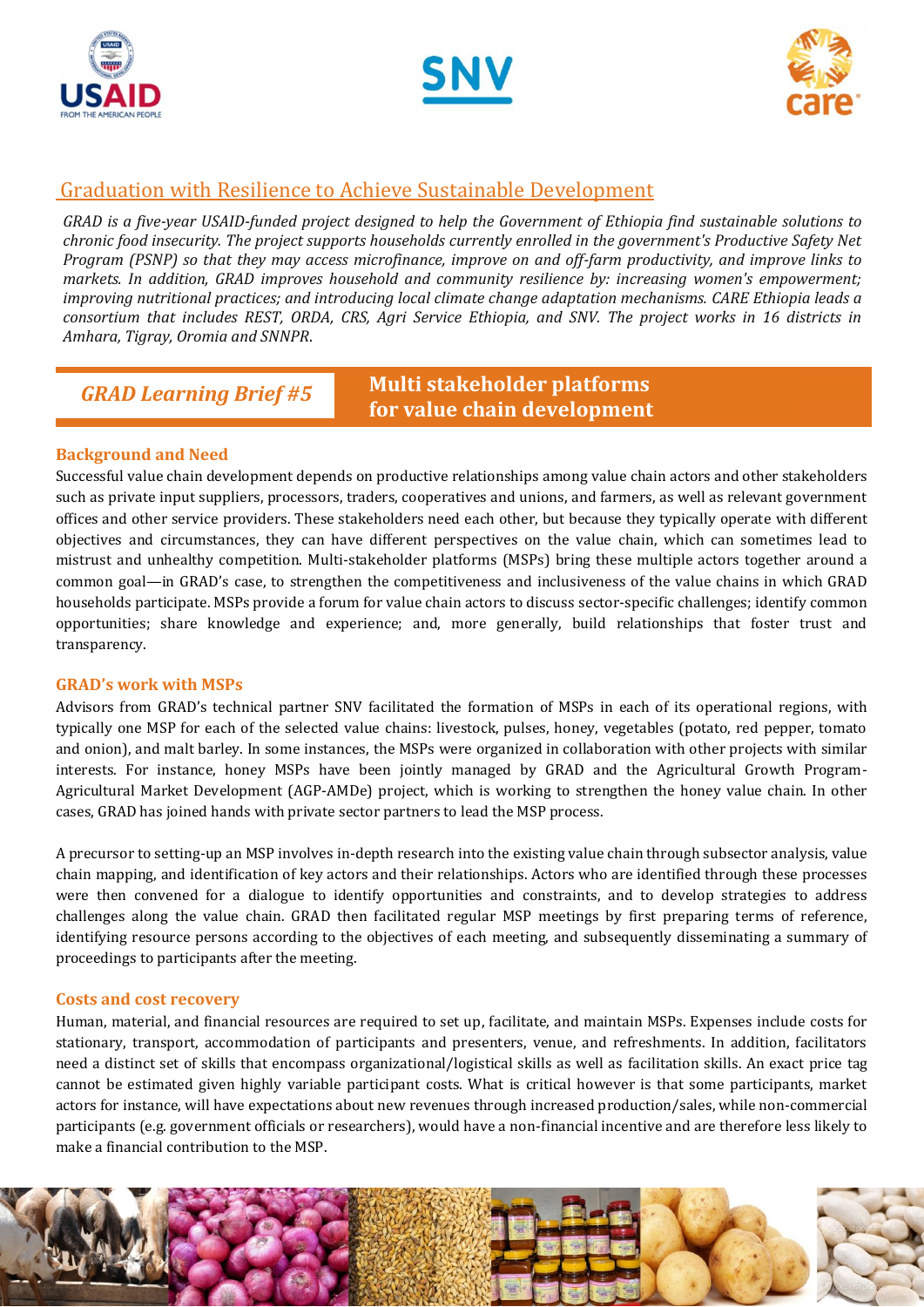## Graduation with Resilience to Achieve Sustainable Development

*GRAD is a five-year USAID-funded project designed to help the Government of Ethiopia find sustainable solutions to chronic food insecurity. The project supports households currently enrolled in the government's Productive Safety Net Program (PSNP) so that they may access microfinance, improve on and off-farm productivity, and improve links to markets. In addition, GRAD improves household and community resilience by: increasing women's empowerment; improving nutritional practices; and introducing local climate change adaptation mechanisms. CARE Ethiopia leads a consortium that includes REST, ORDA, CRS, Agri Service Ethiopia, and SNV. The project works in 16 districts in Amhara, Tigray, Oromia and SNNPR.*

# *GRAD Learning Brief #5* — Multi stakeholder platforms for value chain development

### Background and Need

Successful value chain development depends on productive relationships among value chain actors and other stakeholders such as private input suppliers, processors, traders, cooperatives and unions, and farmers, as well as relevant government offices and other service providers. These stakeholders need each other, but because they typically operate with different objectives and circumstances, they can have different perspectives on the value chain, which can sometimes lead to mistrust and unhealthy competition. Multi-stakeholder platforms (MSPs) bring these multiple actors together around a common goal—in GRAD's case, to strengthen the competitiveness and inclusiveness of the value chains in which GRAD households participate. MSPs provide a forum for value chain actors to discuss sector-specific challenges; identify common opportunities; share knowledge and experience; and, more generally, build relationships that foster trust and transparency.

### GRAD's work with MSPs

Advisors from GRAD's technical partner SNV facilitated the formation of MSPs in each of its operational regions, with typically one MSP for each of the selected value chains: livestock, pulses, honey, vegetables (potato, red pepper, tomato and onion), and malt barley. In some instances, the MSPs were organized in collaboration with other projects with similar interests. For instance, honey MSPs have been jointly managed by GRAD and the Agricultural Growth Program-Agricultural Market Development (AGP-AMDe) project, which is working to strengthen the honey value chain. In other cases, GRAD has joined hands with private sector partners to lead the MSP process.

A precursor to setting-up an MSP involves in-depth research into the existing value chain through subsector analysis, value chain mapping, and identification of key actors and their relationships. Actors who are identified through these processes were then convened for a dialogue to identify opportunities and constraints, and to develop strategies to address challenges along the value chain. GRAD then facilitated regular MSP meetings by first preparing terms of reference, identifying resource persons according to the objectives of each meeting, and subsequently disseminating a summary of proceedings to participants after the meeting.

### Costs and cost recovery

Human, material, and financial resources are required to set up, facilitate, and maintain MSPs. Expenses include costs for stationary, transport, accommodation of participants and presenters, venue, and refreshments. In addition, facilitators need a distinct set of skills that encompass organizational/logistical skills as well as facilitation skills. An exact price tag cannot be estimated given highly variable participant costs. What is critical however is that some participants, market actors for instance, will have expectations about new revenues through increased production/sales, while non-commercial participants (e.g. government officials or researchers), would have a non-financial incentive and are therefore less likely to make a financial contribution to the MSP.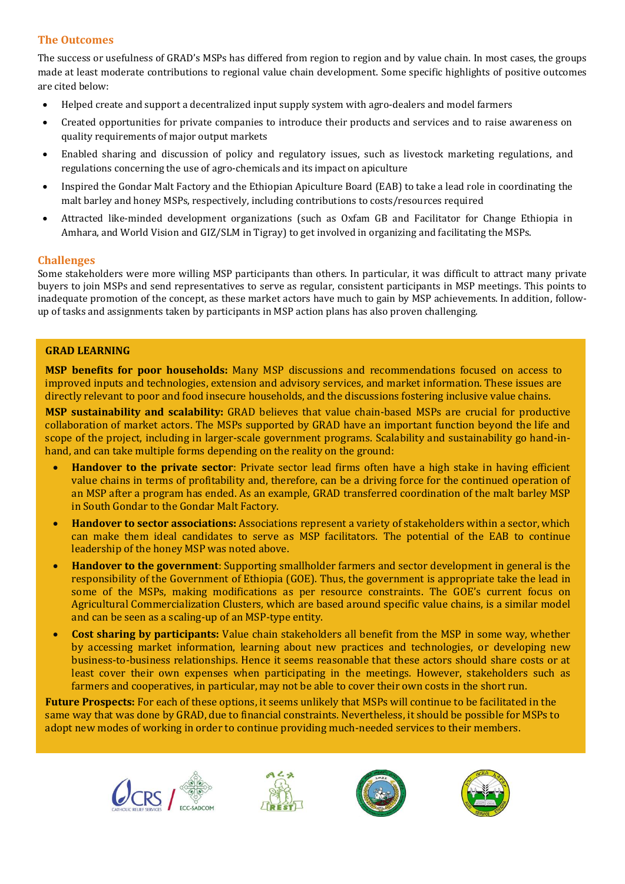## The Outcomes

The success or usefulness of GRAD's MSPs has differed from region to region and by value chain. In most cases, the groups made at least moderate contributions to regional value chain development. Some specific highlights of positive outcomes are cited below:

- Helped create and support a decentralized input supply system with agro-dealers and model farmers
- Created opportunities for private companies to introduce their products and services and to raise awareness on quality requirements of major output markets
- Enabled sharing and discussion of policy and regulatory issues, such as livestock marketing regulations, and regulations concerning the use of agro-chemicals and its impact on apiculture
- Inspired the Gondar Malt Factory and the Ethiopian Apiculture Board (EAB) to take a lead role in coordinating the malt barley and honey MSPs, respectively, including contributions to costs/resources required
- Attracted like-minded development organizations (such as Oxfam GB and Facilitator for Change Ethiopia in Amhara, and World Vision and GIZ/SLM in Tigray) to get involved in organizing and facilitating the MSPs.

## Challenges

Some stakeholders were more willing MSP participants than others. In particular, it was difficult to attract many private buyers to join MSPs and send representatives to serve as regular, consistent participants in MSP meetings. This points to inadequate promotion of the concept, as these market actors have much to gain by MSP achievements. In addition, follow-up of tasks and assignments taken by participants in MSP action plans has also proven challenging.

### GRAD LEARNING

**MSP benefits for poor households:** Many MSP discussions and recommendations focused on access to improved inputs and technologies, extension and advisory services, and market information. These issues are directly relevant to poor and food insecure households, and the discussions fostering inclusive value chains.

**MSP sustainability and scalability:** GRAD believes that value chain-based MSPs are crucial for productive collaboration of market actors. The MSPs supported by GRAD have an important function beyond the life and scope of the project, including in larger-scale government programs. Scalability and sustainability go hand-in-hand, and can take multiple forms depending on the reality on the ground:

- **Handover to the private sector**: Private sector lead firms often have a high stake in having efficient value chains in terms of profitability and, therefore, can be a driving force for the continued operation of an MSP after a program has ended. As an example, GRAD transferred coordination of the malt barley MSP in South Gondar to the Gondar Malt Factory.
- **Handover to sector associations:** Associations represent a variety of stakeholders within a sector, which can make them ideal candidates to serve as MSP facilitators. The potential of the EAB to continue leadership of the honey MSP was noted above.
- **Handover to the government**: Supporting smallholder farmers and sector development in general is the responsibility of the Government of Ethiopia (GOE). Thus, the government is appropriate take the lead in some of the MSPs, making modifications as per resource constraints. The GOE's current focus on Agricultural Commercialization Clusters, which are based around specific value chains, is a similar model and can be seen as a scaling-up of an MSP-type entity.
- **Cost sharing by participants:** Value chain stakeholders all benefit from the MSP in some way, whether by accessing market information, learning about new practices and technologies, or developing new business-to-business relationships. Hence it seems reasonable that these actors should share costs or at least cover their own expenses when participating in the meetings. However, stakeholders such as farmers and cooperatives, in particular, may not be able to cover their own costs in the short run.

**Future Prospects:** For each of these options, it seems unlikely that MSPs will continue to be facilitated in the same way that was done by GRAD, due to financial constraints. Nevertheless, it should be possible for MSPs to adopt new modes of working in order to continue providing much-needed services to their members.